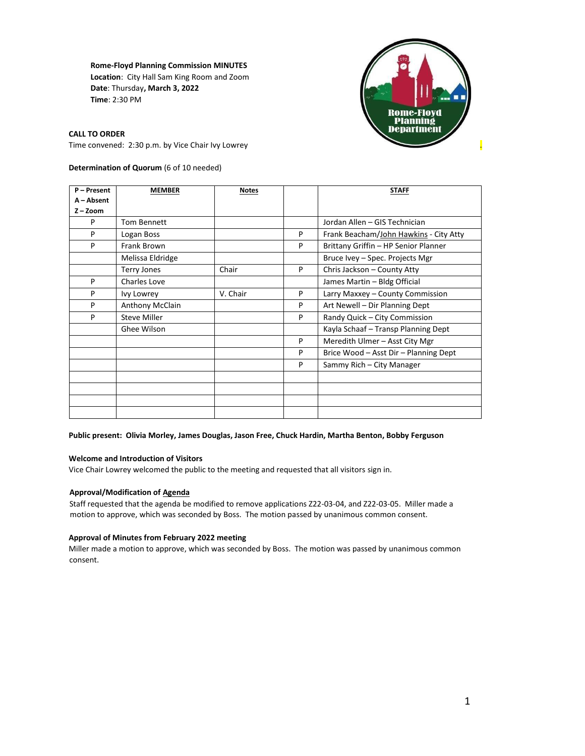**Rome-Floyd Planning Commission MINUTES**
**Location**: City Hall Sam King Room and Zoom
**Date**: Thursday**, March 3, 2022**
**Time**: 2:30 PM

**CALL TO ORDER**
Time convened: 2:30 p.m. by Vice Chair Ivy Lowrey

**Determination of Quorum** (6 of 10 needed)

| P – Present<br>A – Absent<br>Z – Zoom | MEMBER | Notes | | STAFF |
|---|---|---|---|---|
| P | Tom Bennett | | | Jordan Allen – GIS Technician |
| P | Logan Boss | | P | Frank Beacham/John Hawkins - City Atty |
| P | Frank Brown | | P | Brittany Griffin – HP Senior Planner |
| | Melissa Eldridge | | | Bruce Ivey – Spec. Projects Mgr |
| | Terry Jones | Chair | P | Chris Jackson – County Atty |
| P | Charles Love | | | James Martin – Bldg Official |
| P | Ivy Lowrey | V. Chair | P | Larry Maxxey – County Commission |
| P | Anthony McClain | | P | Art Newell – Dir Planning Dept |
| P | Steve Miller | | P | Randy Quick – City Commission |
| | Ghee Wilson | | | Kayla Schaaf – Transp Planning Dept |
| | | | P | Meredith Ulmer – Asst City Mgr |
| | | | P | Brice Wood – Asst Dir – Planning Dept |
| | | | P | Sammy Rich – City Manager |
| | | | | |
| | | | | |
| | | | | |
| | | | | |

**Public present: Olivia Morley, James Douglas, Jason Free, Chuck Hardin, Martha Benton, Bobby Ferguson**

**Welcome and Introduction of Visitors**
Vice Chair Lowrey welcomed the public to the meeting and requested that all visitors sign in.

**Approval/Modification of Agenda**
Staff requested that the agenda be modified to remove applications Z22-03-04, and Z22-03-05. Miller made a motion to approve, which was seconded by Boss. The motion passed by unanimous common consent.

**Approval of Minutes from February 2022 meeting**
Miller made a motion to approve, which was seconded by Boss. The motion was passed by unanimous common consent.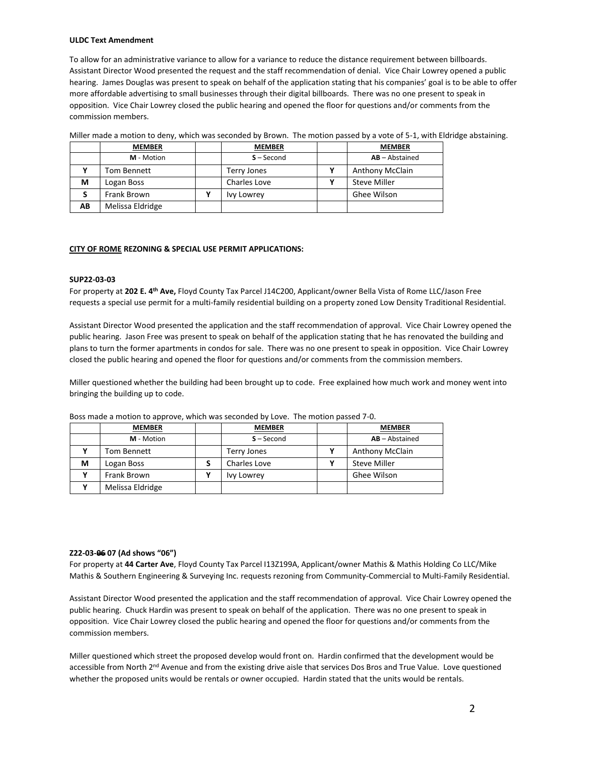**ULDC Text Amendment**

To allow for an administrative variance to allow for a variance to reduce the distance requirement between billboards. Assistant Director Wood presented the request and the staff recommendation of denial. Vice Chair Lowrey opened a public hearing. James Douglas was present to speak on behalf of the application stating that his companies' goal is to be able to offer more affordable advertising to small businesses through their digital billboards. There was no one present to speak in opposition. Vice Chair Lowrey closed the public hearing and opened the floor for questions and/or comments from the commission members.

Miller made a motion to deny, which was seconded by Brown. The motion passed by a vote of 5-1, with Eldridge abstaining.

| | MEMBER | | MEMBER | | MEMBER |
|---|---|---|---|---|---|
| | **M** - Motion | | **S** – Second | | **AB** – Abstained |
| Y | Tom Bennett | | Terry Jones | Y | Anthony McClain |
| M | Logan Boss | | Charles Love | Y | Steve Miller |
| S | Frank Brown | Y | Ivy Lowrey | | Ghee Wilson |
| AB | Melissa Eldridge | | | | |

**CITY OF ROME REZONING & SPECIAL USE PERMIT APPLICATIONS:**

**SUP22-03-03**

For property at **202 E. 4th Ave,** Floyd County Tax Parcel J14C200, Applicant/owner Bella Vista of Rome LLC/Jason Free requests a special use permit for a multi-family residential building on a property zoned Low Density Traditional Residential.

Assistant Director Wood presented the application and the staff recommendation of approval. Vice Chair Lowrey opened the public hearing. Jason Free was present to speak on behalf of the application stating that he has renovated the building and plans to turn the former apartments in condos for sale. There was no one present to speak in opposition. Vice Chair Lowrey closed the public hearing and opened the floor for questions and/or comments from the commission members.

Miller questioned whether the building had been brought up to code. Free explained how much work and money went into bringing the building up to code.

Boss made a motion to approve, which was seconded by Love. The motion passed 7-0.

| | MEMBER | | MEMBER | | MEMBER |
|---|---|---|---|---|---|
| | **M** - Motion | | **S** – Second | | **AB** – Abstained |
| Y | Tom Bennett | | Terry Jones | Y | Anthony McClain |
| M | Logan Boss | S | Charles Love | Y | Steve Miller |
| Y | Frank Brown | Y | Ivy Lowrey | | Ghee Wilson |
| Y | Melissa Eldridge | | | | |

**Z22-03-~~06~~ 07 (Ad shows "06")**

For property at **44 Carter Ave**, Floyd County Tax Parcel I13Z199A, Applicant/owner Mathis & Mathis Holding Co LLC/Mike Mathis & Southern Engineering & Surveying Inc. requests rezoning from Community-Commercial to Multi-Family Residential.

Assistant Director Wood presented the application and the staff recommendation of approval. Vice Chair Lowrey opened the public hearing. Chuck Hardin was present to speak on behalf of the application. There was no one present to speak in opposition. Vice Chair Lowrey closed the public hearing and opened the floor for questions and/or comments from the commission members.

Miller questioned which street the proposed develop would front on. Hardin confirmed that the development would be accessible from North 2nd Avenue and from the existing drive aisle that services Dos Bros and True Value. Love questioned whether the proposed units would be rentals or owner occupied. Hardin stated that the units would be rentals.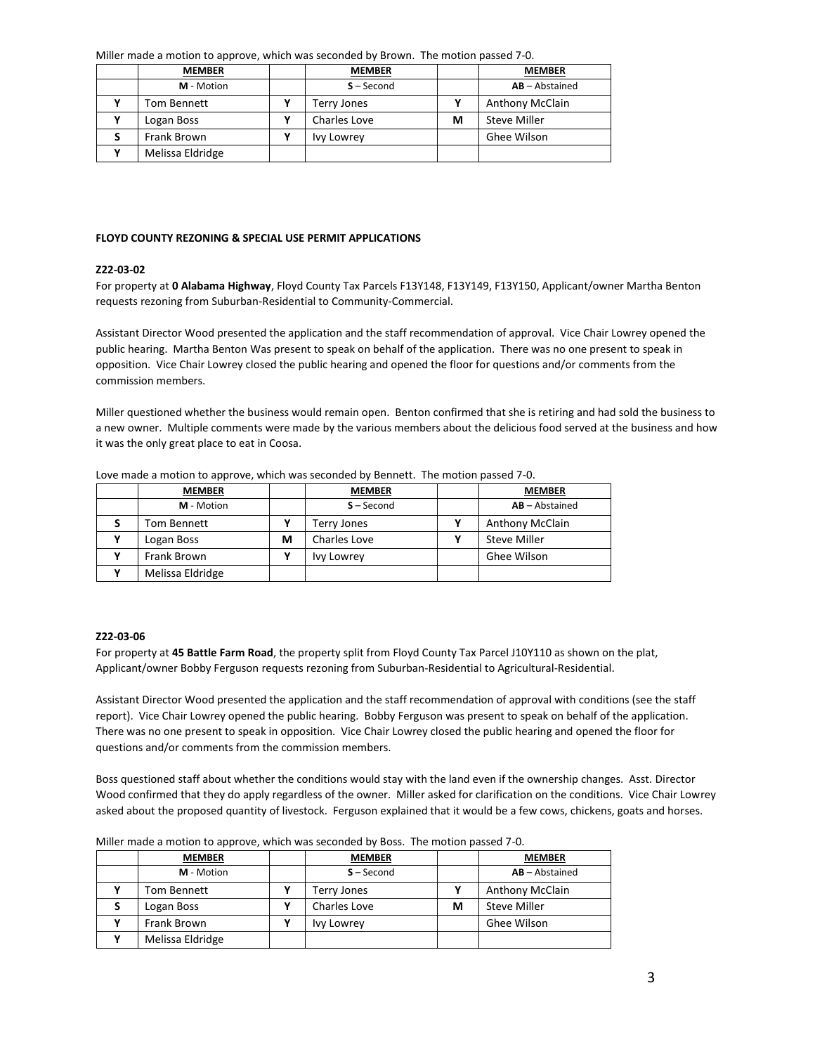Miller made a motion to approve, which was seconded by Brown. The motion passed 7-0.

| | MEMBER | | MEMBER | | MEMBER |
|---|---|---|---|---|---|
| | M - Motion | | S – Second | | AB – Abstained |
| Y | Tom Bennett | Y | Terry Jones | Y | Anthony McClain |
| Y | Logan Boss | Y | Charles Love | M | Steve Miller |
| S | Frank Brown | Y | Ivy Lowrey | | Ghee Wilson |
| Y | Melissa Eldridge | | | | |

**FLOYD COUNTY REZONING & SPECIAL USE PERMIT APPLICATIONS**

**Z22-03-02**

For property at **0 Alabama Highway**, Floyd County Tax Parcels F13Y148, F13Y149, F13Y150, Applicant/owner Martha Benton requests rezoning from Suburban-Residential to Community-Commercial.

Assistant Director Wood presented the application and the staff recommendation of approval. Vice Chair Lowrey opened the public hearing. Martha Benton Was present to speak on behalf of the application. There was no one present to speak in opposition. Vice Chair Lowrey closed the public hearing and opened the floor for questions and/or comments from the commission members.

Miller questioned whether the business would remain open. Benton confirmed that she is retiring and had sold the business to a new owner. Multiple comments were made by the various members about the delicious food served at the business and how it was the only great place to eat in Coosa.

Love made a motion to approve, which was seconded by Bennett. The motion passed 7-0.

| | MEMBER | | MEMBER | | MEMBER |
|---|---|---|---|---|---|
| | M - Motion | | S – Second | | AB – Abstained |
| S | Tom Bennett | Y | Terry Jones | Y | Anthony McClain |
| Y | Logan Boss | M | Charles Love | Y | Steve Miller |
| Y | Frank Brown | Y | Ivy Lowrey | | Ghee Wilson |
| Y | Melissa Eldridge | | | | |

**Z22-03-06**

For property at **45 Battle Farm Road**, the property split from Floyd County Tax Parcel J10Y110 as shown on the plat, Applicant/owner Bobby Ferguson requests rezoning from Suburban-Residential to Agricultural-Residential.

Assistant Director Wood presented the application and the staff recommendation of approval with conditions (see the staff report). Vice Chair Lowrey opened the public hearing. Bobby Ferguson was present to speak on behalf of the application. There was no one present to speak in opposition. Vice Chair Lowrey closed the public hearing and opened the floor for questions and/or comments from the commission members.

Boss questioned staff about whether the conditions would stay with the land even if the ownership changes. Asst. Director Wood confirmed that they do apply regardless of the owner. Miller asked for clarification on the conditions. Vice Chair Lowrey asked about the proposed quantity of livestock. Ferguson explained that it would be a few cows, chickens, goats and horses.

Miller made a motion to approve, which was seconded by Boss. The motion passed 7-0.

| | MEMBER | | MEMBER | | MEMBER |
|---|---|---|---|---|---|
| | M - Motion | | S – Second | | AB – Abstained |
| Y | Tom Bennett | Y | Terry Jones | Y | Anthony McClain |
| S | Logan Boss | Y | Charles Love | M | Steve Miller |
| Y | Frank Brown | Y | Ivy Lowrey | | Ghee Wilson |
| Y | Melissa Eldridge | | | | |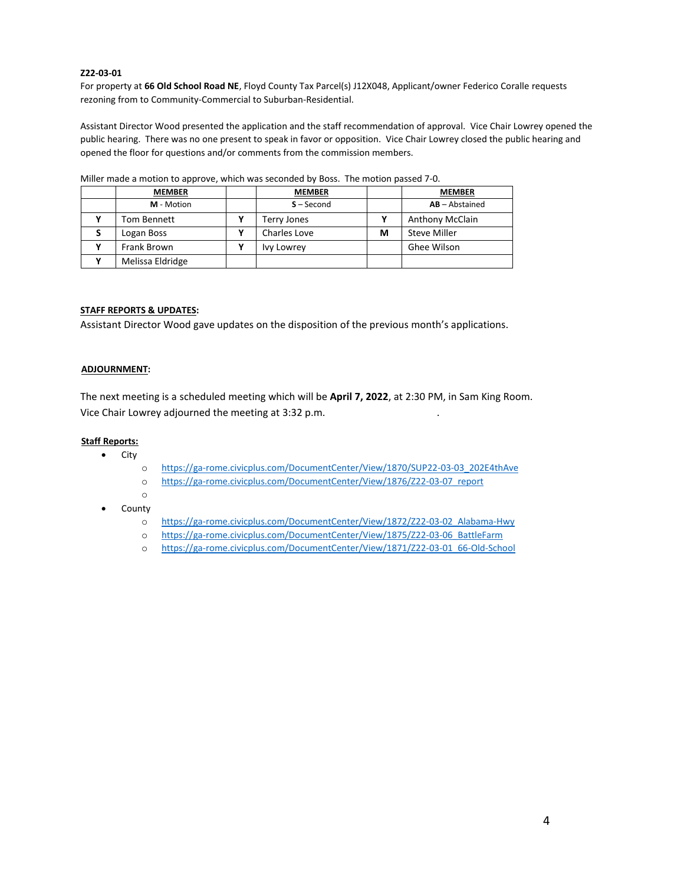**Z22-03-01**
For property at **66 Old School Road NE**, Floyd County Tax Parcel(s) J12X048, Applicant/owner Federico Coralle requests rezoning from to Community-Commercial to Suburban-Residential.

Assistant Director Wood presented the application and the staff recommendation of approval. Vice Chair Lowrey opened the public hearing. There was no one present to speak in favor or opposition. Vice Chair Lowrey closed the public hearing and opened the floor for questions and/or comments from the commission members.

Miller made a motion to approve, which was seconded by Boss. The motion passed 7-0.

| | MEMBER | | MEMBER | | MEMBER |
|---|---|---|---|---|---|
| | **M** - Motion | | **S** – Second | | **AB** – Abstained |
| **Y** | Tom Bennett | **Y** | Terry Jones | **Y** | Anthony McClain |
| **S** | Logan Boss | **Y** | Charles Love | **M** | Steve Miller |
| **Y** | Frank Brown | **Y** | Ivy Lowrey | | Ghee Wilson |
| **Y** | Melissa Eldridge | | | | |

**STAFF REPORTS & UPDATES:**
Assistant Director Wood gave updates on the disposition of the previous month's applications.

**ADJOURNMENT:**

The next meeting is a scheduled meeting which will be **April 7, 2022**, at 2:30 PM, in Sam King Room.
Vice Chair Lowrey adjourned the meeting at 3:32 p.m.

**Staff Reports:**

- City
  - https://ga-rome.civicplus.com/DocumentCenter/View/1870/SUP22-03-03_202E4thAve
  - https://ga-rome.civicplus.com/DocumentCenter/View/1876/Z22-03-07_report
  - 
- County
  - https://ga-rome.civicplus.com/DocumentCenter/View/1872/Z22-03-02_Alabama-Hwy
  - https://ga-rome.civicplus.com/DocumentCenter/View/1875/Z22-03-06_BattleFarm
  - https://ga-rome.civicplus.com/DocumentCenter/View/1871/Z22-03-01_66-Old-School